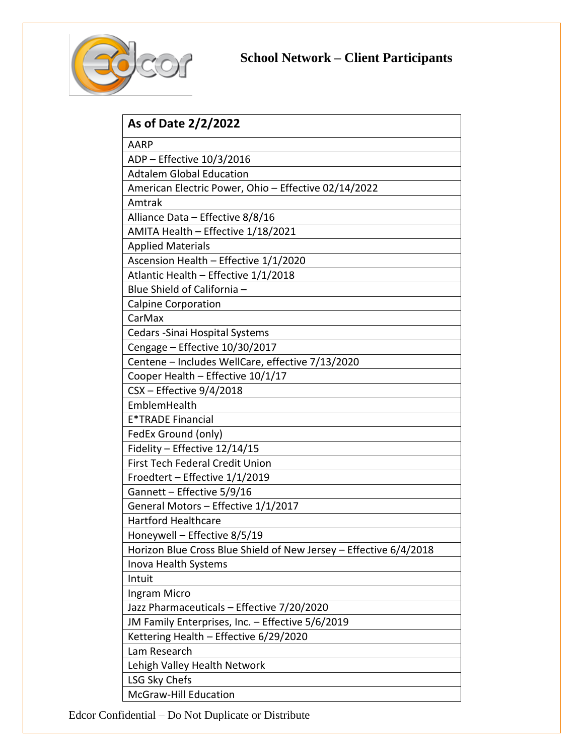# School Network – Client Participants

| As of Date 2/2/2022 |
|---|
| AARP |
| ADP – Effective 10/3/2016 |
| Adtalem Global Education |
| American Electric Power, Ohio – Effective 02/14/2022 |
| Amtrak |
| Alliance Data – Effective 8/8/16 |
| AMITA Health – Effective 1/18/2021 |
| Applied Materials |
| Ascension Health – Effective 1/1/2020 |
| Atlantic Health – Effective 1/1/2018 |
| Blue Shield of California – |
| Calpine Corporation |
| CarMax |
| Cedars -Sinai Hospital Systems |
| Cengage – Effective 10/30/2017 |
| Centene – Includes WellCare, effective 7/13/2020 |
| Cooper Health – Effective 10/1/17 |
| CSX – Effective 9/4/2018 |
| EmblemHealth |
| E*TRADE Financial |
| FedEx Ground (only) |
| Fidelity – Effective 12/14/15 |
| First Tech Federal Credit Union |
| Froedtert – Effective 1/1/2019 |
| Gannett – Effective 5/9/16 |
| General Motors – Effective 1/1/2017 |
| Hartford Healthcare |
| Honeywell – Effective 8/5/19 |
| Horizon Blue Cross Blue Shield of New Jersey – Effective 6/4/2018 |
| Inova Health Systems |
| Intuit |
| Ingram Micro |
| Jazz Pharmaceuticals – Effective 7/20/2020 |
| JM Family Enterprises, Inc. – Effective 5/6/2019 |
| Kettering Health – Effective 6/29/2020 |
| Lam Research |
| Lehigh Valley Health Network |
| LSG Sky Chefs |
| McGraw-Hill Education |

Edcor Confidential – Do Not Duplicate or Distribute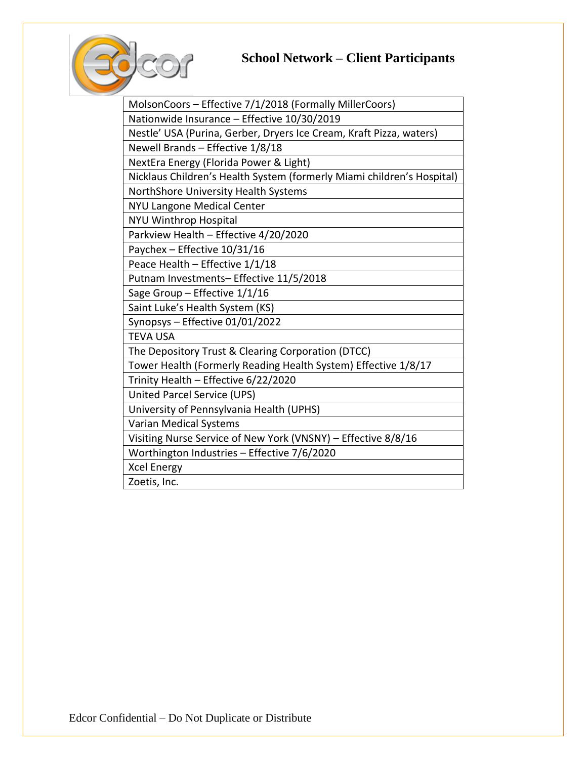# School Network – Client Participants

| |
|---|
| MolsonCoors – Effective 7/1/2018 (Formally MillerCoors) |
| Nationwide Insurance – Effective 10/30/2019 |
| Nestle' USA (Purina, Gerber, Dryers Ice Cream, Kraft Pizza, waters) |
| Newell Brands – Effective 1/8/18 |
| NextEra Energy (Florida Power & Light) |
| Nicklaus Children's Health System (formerly Miami children's Hospital) |
| NorthShore University Health Systems |
| NYU Langone Medical Center |
| NYU Winthrop Hospital |
| Parkview Health – Effective 4/20/2020 |
| Paychex – Effective 10/31/16 |
| Peace Health – Effective 1/1/18 |
| Putnam Investments– Effective 11/5/2018 |
| Sage Group – Effective 1/1/16 |
| Saint Luke's Health System (KS) |
| Synopsys – Effective 01/01/2022 |
| TEVA USA |
| The Depository Trust & Clearing Corporation (DTCC) |
| Tower Health (Formerly Reading Health System) Effective 1/8/17 |
| Trinity Health – Effective 6/22/2020 |
| United Parcel Service (UPS) |
| University of Pennsylvania Health (UPHS) |
| Varian Medical Systems |
| Visiting Nurse Service of New York (VNSNY) – Effective 8/8/16 |
| Worthington Industries – Effective 7/6/2020 |
| Xcel Energy |
| Zoetis, Inc. |

Edcor Confidential – Do Not Duplicate or Distribute